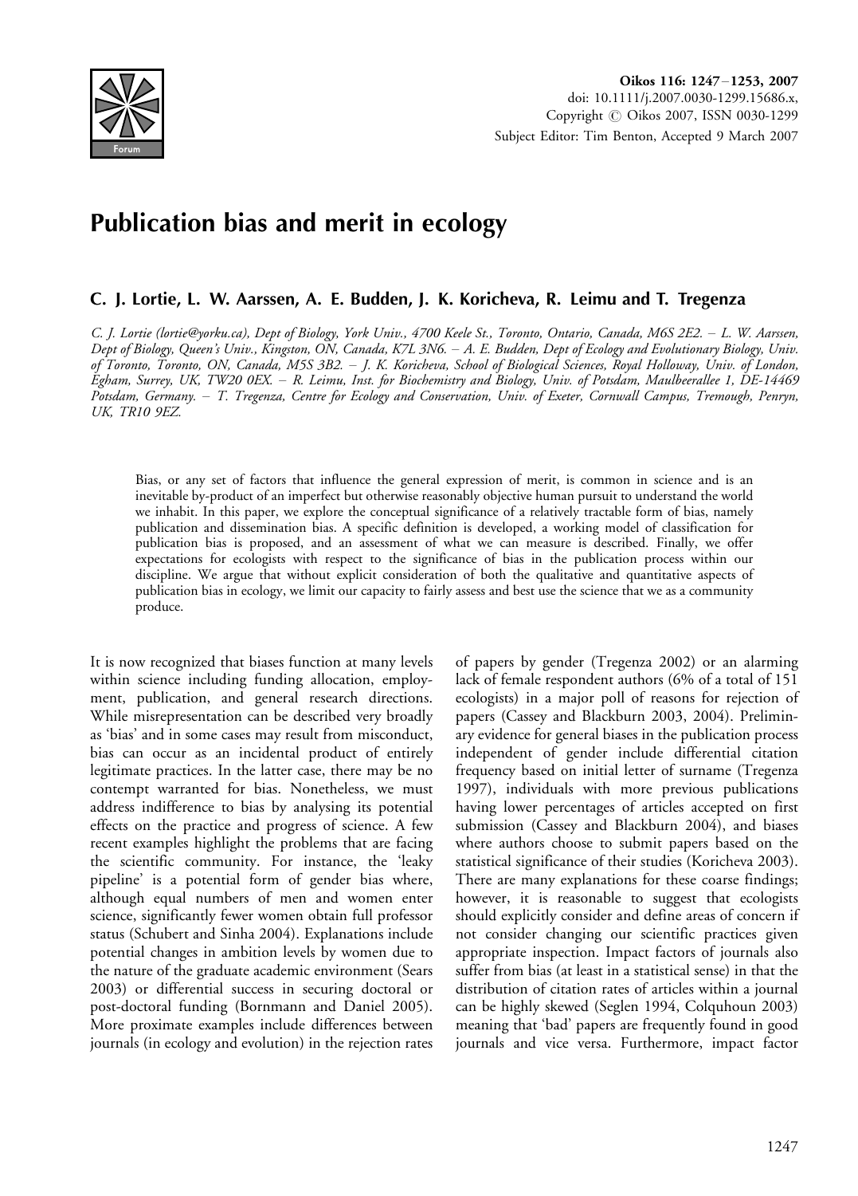# Publication bias and merit in ecology

**C. J. Lortie, L. W. Aarssen, A. E. Budden, J. K. Koricheva, R. Leimu and T. Tregenza**

*C. J. Lortie (lortie@yorku.ca), Dept of Biology, York Univ., 4700 Keele St., Toronto, Ontario, Canada, M6S 2E2. – L. W. Aarssen, Dept of Biology, Queen's Univ., Kingston, ON, Canada, K7L 3N6. – A. E. Budden, Dept of Ecology and Evolutionary Biology, Univ. of Toronto, Toronto, ON, Canada, M5S 3B2. – J. K. Koricheva, School of Biological Sciences, Royal Holloway, Univ. of London, Egham, Surrey, UK, TW20 0EX. – R. Leimu, Inst. for Biochemistry and Biology, Univ. of Potsdam, Maulbeerallee 1, DE-14469 Potsdam, Germany. – T. Tregenza, Centre for Ecology and Conservation, Univ. of Exeter, Cornwall Campus, Tremough, Penryn, UK, TR10 9EZ.*

Bias, or any set of factors that influence the general expression of merit, is common in science and is an inevitable by-product of an imperfect but otherwise reasonably objective human pursuit to understand the world we inhabit. In this paper, we explore the conceptual significance of a relatively tractable form of bias, namely publication and dissemination bias. A specific definition is developed, a working model of classification for publication bias is proposed, and an assessment of what we can measure is described. Finally, we offer expectations for ecologists with respect to the significance of bias in the publication process within our discipline. We argue that without explicit consideration of both the qualitative and quantitative aspects of publication bias in ecology, we limit our capacity to fairly assess and best use the science that we as a community produce.

It is now recognized that biases function at many levels within science including funding allocation, employment, publication, and general research directions. While misrepresentation can be described very broadly as 'bias' and in some cases may result from misconduct, bias can occur as an incidental product of entirely legitimate practices. In the latter case, there may be no contempt warranted for bias. Nonetheless, we must address indifference to bias by analysing its potential effects on the practice and progress of science. A few recent examples highlight the problems that are facing the scientific community. For instance, the 'leaky pipeline' is a potential form of gender bias where, although equal numbers of men and women enter science, significantly fewer women obtain full professor status (Schubert and Sinha 2004). Explanations include potential changes in ambition levels by women due to the nature of the graduate academic environment (Sears 2003) or differential success in securing doctoral or post-doctoral funding (Bornmann and Daniel 2005). More proximate examples include differences between journals (in ecology and evolution) in the rejection rates of papers by gender (Tregenza 2002) or an alarming lack of female respondent authors (6% of a total of 151 ecologists) in a major poll of reasons for rejection of papers (Cassey and Blackburn 2003, 2004). Preliminary evidence for general biases in the publication process independent of gender include differential citation frequency based on initial letter of surname (Tregenza 1997), individuals with more previous publications having lower percentages of articles accepted on first submission (Cassey and Blackburn 2004), and biases where authors choose to submit papers based on the statistical significance of their studies (Koricheva 2003). There are many explanations for these coarse findings; however, it is reasonable to suggest that ecologists should explicitly consider and define areas of concern if not consider changing our scientific practices given appropriate inspection. Impact factors of journals also suffer from bias (at least in a statistical sense) in that the distribution of citation rates of articles within a journal can be highly skewed (Seglen 1994, Colquhoun 2003) meaning that 'bad' papers are frequently found in good journals and vice versa. Furthermore, impact factor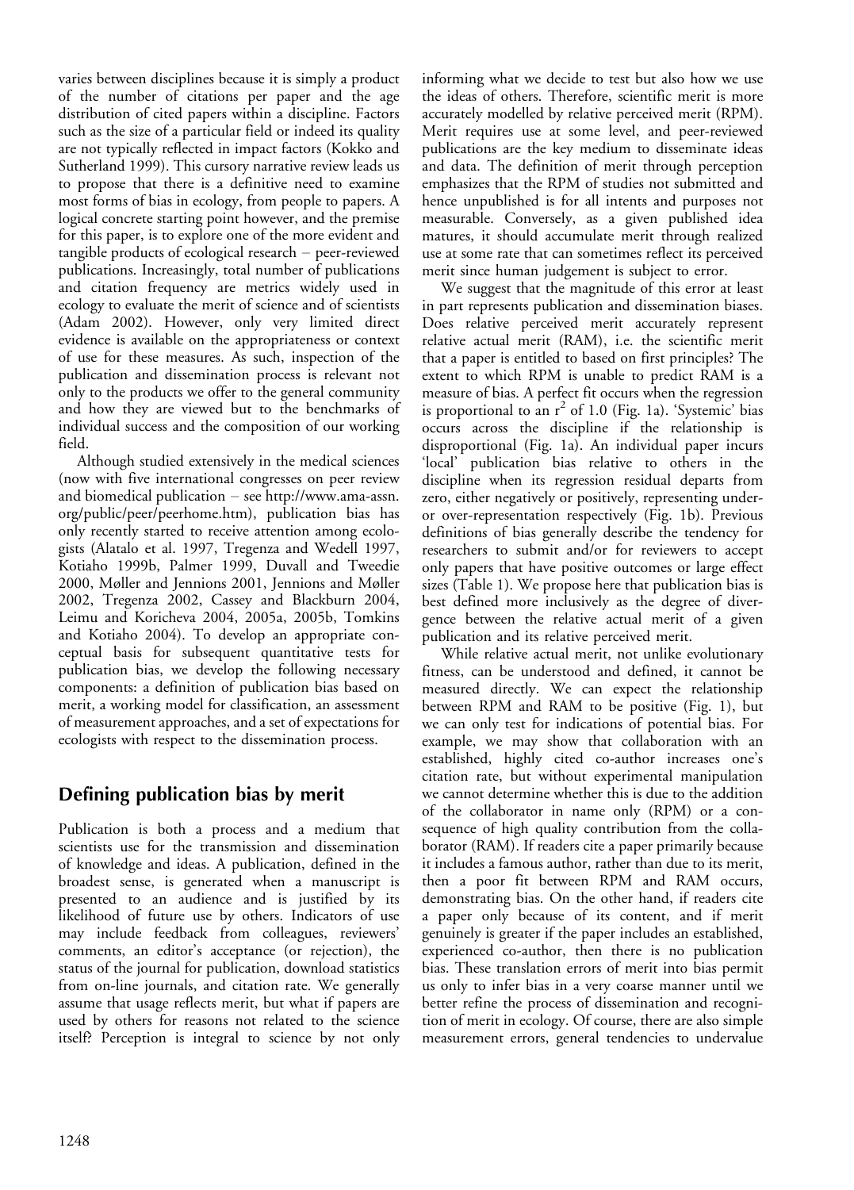varies between disciplines because it is simply a product of the number of citations per paper and the age distribution of cited papers within a discipline. Factors such as the size of a particular field or indeed its quality are not typically reflected in impact factors (Kokko and Sutherland 1999). This cursory narrative review leads us to propose that there is a definitive need to examine most forms of bias in ecology, from people to papers. A logical concrete starting point however, and the premise for this paper, is to explore one of the more evident and tangible products of ecological research – peer-reviewed publications. Increasingly, total number of publications and citation frequency are metrics widely used in ecology to evaluate the merit of science and of scientists (Adam 2002). However, only very limited direct evidence is available on the appropriateness or context of use for these measures. As such, inspection of the publication and dissemination process is relevant not only to the products we offer to the general community and how they are viewed but to the benchmarks of individual success and the composition of our working field.

Although studied extensively in the medical sciences (now with five international congresses on peer review and biomedical publication – see http://www.ama-assn.org/public/peer/peerhome.htm), publication bias has only recently started to receive attention among ecologists (Alatalo et al. 1997, Tregenza and Wedell 1997, Kotiaho 1999b, Palmer 1999, Duvall and Tweedie 2000, Møller and Jennions 2001, Jennions and Møller 2002, Tregenza 2002, Cassey and Blackburn 2004, Leimu and Koricheva 2004, 2005a, 2005b, Tomkins and Kotiaho 2004). To develop an appropriate conceptual basis for subsequent quantitative tests for publication bias, we develop the following necessary components: a definition of publication bias based on merit, a working model for classification, an assessment of measurement approaches, and a set of expectations for ecologists with respect to the dissemination process.

## Defining publication bias by merit

Publication is both a process and a medium that scientists use for the transmission and dissemination of knowledge and ideas. A publication, defined in the broadest sense, is generated when a manuscript is presented to an audience and is justified by its likelihood of future use by others. Indicators of use may include feedback from colleagues, reviewers' comments, an editor's acceptance (or rejection), the status of the journal for publication, download statistics from on-line journals, and citation rate. We generally assume that usage reflects merit, but what if papers are used by others for reasons not related to the science itself? Perception is integral to science by not only informing what we decide to test but also how we use the ideas of others. Therefore, scientific merit is more accurately modelled by relative perceived merit (RPM). Merit requires use at some level, and peer-reviewed publications are the key medium to disseminate ideas and data. The definition of merit through perception emphasizes that the RPM of studies not submitted and hence unpublished is for all intents and purposes not measurable. Conversely, as a given published idea matures, it should accumulate merit through realized use at some rate that can sometimes reflect its perceived merit since human judgement is subject to error.

We suggest that the magnitude of this error at least in part represents publication and dissemination biases. Does relative perceived merit accurately represent relative actual merit (RAM), i.e. the scientific merit that a paper is entitled to based on first principles? The extent to which RPM is unable to predict RAM is a measure of bias. A perfect fit occurs when the regression is proportional to an $r^2$ of 1.0 (Fig. 1a). 'Systemic' bias occurs across the discipline if the relationship is disproportional (Fig. 1a). An individual paper incurs 'local' publication bias relative to others in the discipline when its regression residual departs from zero, either negatively or positively, representing under- or over-representation respectively (Fig. 1b). Previous definitions of bias generally describe the tendency for researchers to submit and/or for reviewers to accept only papers that have positive outcomes or large effect sizes (Table 1). We propose here that publication bias is best defined more inclusively as the degree of divergence between the relative actual merit of a given publication and its relative perceived merit.

While relative actual merit, not unlike evolutionary fitness, can be understood and defined, it cannot be measured directly. We can expect the relationship between RPM and RAM to be positive (Fig. 1), but we can only test for indications of potential bias. For example, we may show that collaboration with an established, highly cited co-author increases one's citation rate, but without experimental manipulation we cannot determine whether this is due to the addition of the collaborator in name only (RPM) or a consequence of high quality contribution from the collaborator (RAM). If readers cite a paper primarily because it includes a famous author, rather than due to its merit, then a poor fit between RPM and RAM occurs, demonstrating bias. On the other hand, if readers cite a paper only because of its content, and if merit genuinely is greater if the paper includes an established, experienced co-author, then there is no publication bias. These translation errors of merit into bias permit us only to infer bias in a very coarse manner until we better refine the process of dissemination and recognition of merit in ecology. Of course, there are also simple measurement errors, general tendencies to undervalue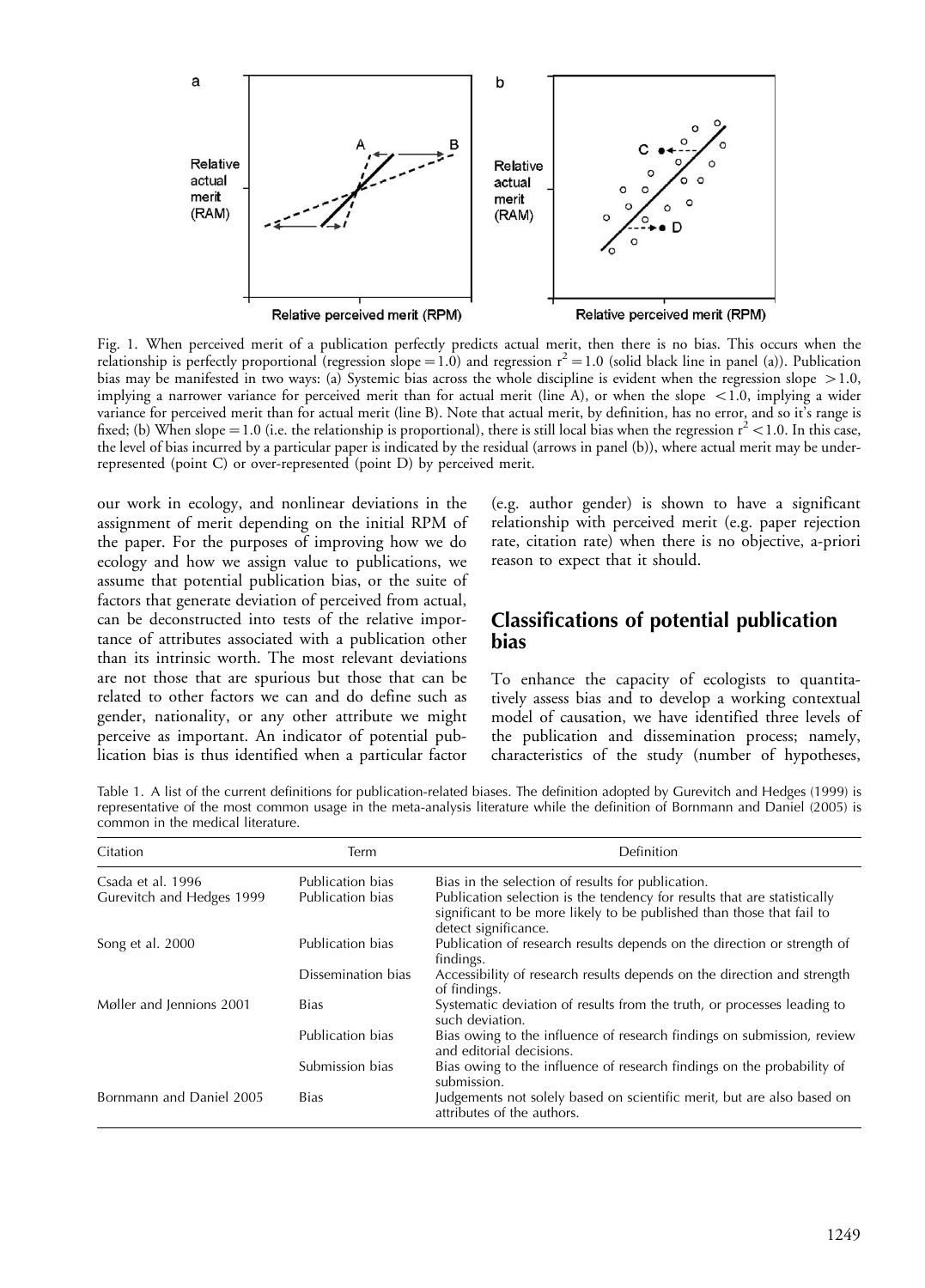Fig. 1. When perceived merit of a publication perfectly predicts actual merit, then there is no bias. This occurs when the relationship is perfectly proportional (regression slope = 1.0) and regression $r^2 = 1.0$ (solid black line in panel (a)). Publication bias may be manifested in two ways: (a) Systemic bias across the whole discipline is evident when the regression slope $> 1.0$, implying a narrower variance for perceived merit than for actual merit (line A), or when the slope $< 1.0$, implying a wider variance for perceived merit than for actual merit (line B). Note that actual merit, by definition, has no error, and so it's range is fixed; (b) When slope = 1.0 (i.e. the relationship is proportional), there is still local bias when the regression $r^2 < 1.0$. In this case, the level of bias incurred by a particular paper is indicated by the residual (arrows in panel (b)), where actual merit may be under-represented (point C) or over-represented (point D) by perceived merit.

our work in ecology, and nonlinear deviations in the assignment of merit depending on the initial RPM of the paper. For the purposes of improving how we do ecology and how we assign value to publications, we assume that potential publication bias, or the suite of factors that generate deviation of perceived from actual, can be deconstructed into tests of the relative importance of attributes associated with a publication other than its intrinsic worth. The most relevant deviations are not those that are spurious but those that can be related to other factors we can and do define such as gender, nationality, or any other attribute we might perceive as important. An indicator of potential publication bias is thus identified when a particular factor (e.g. author gender) is shown to have a significant relationship with perceived merit (e.g. paper rejection rate, citation rate) when there is no objective, a-priori reason to expect that it should.

## Classifications of potential publication bias

To enhance the capacity of ecologists to quantitatively assess bias and to develop a working contextual model of causation, we have identified three levels of the publication and dissemination process; namely, characteristics of the study (number of hypotheses,

Table 1. A list of the current definitions for publication-related biases. The definition adopted by Gurevitch and Hedges (1999) is representative of the most common usage in the meta-analysis literature while the definition of Bornmann and Daniel (2005) is common in the medical literature.

| Citation | Term | Definition |
|---|---|---|
| Csada et al. 1996 | Publication bias | Bias in the selection of results for publication. |
| Gurevitch and Hedges 1999 | Publication bias | Publication selection is the tendency for results that are statistically significant to be more likely to be published than those that fail to detect significance. |
| Song et al. 2000 | Publication bias | Publication of research results depends on the direction or strength of findings. |
| | Dissemination bias | Accessibility of research results depends on the direction and strength of findings. |
| Møller and Jennions 2001 | Bias | Systematic deviation of results from the truth, or processes leading to such deviation. |
| | Publication bias | Bias owing to the influence of research findings on submission, review and editorial decisions. |
| | Submission bias | Bias owing to the influence of research findings on the probability of submission. |
| Bornmann and Daniel 2005 | Bias | Judgements not solely based on scientific merit, but are also based on attributes of the authors. |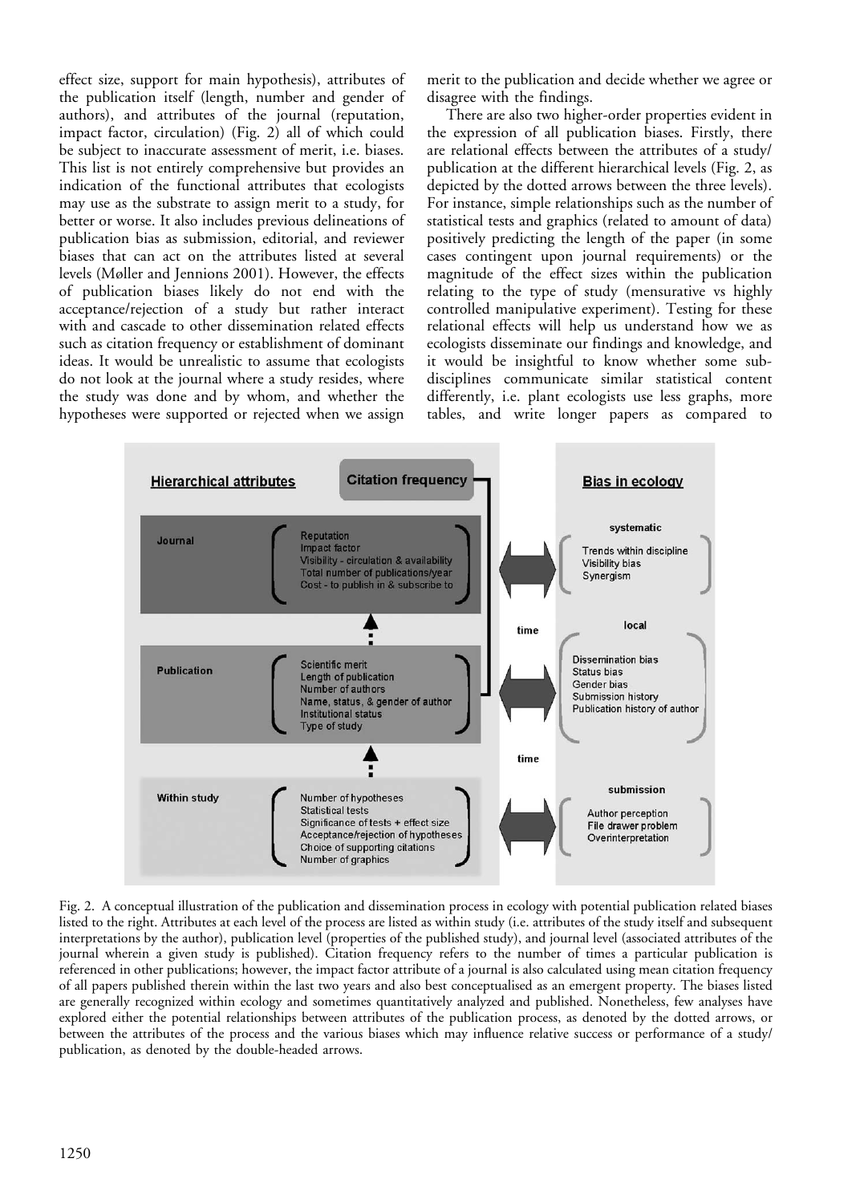effect size, support for main hypothesis), attributes of the publication itself (length, number and gender of authors), and attributes of the journal (reputation, impact factor, circulation) (Fig. 2) all of which could be subject to inaccurate assessment of merit, i.e. biases. This list is not entirely comprehensive but provides an indication of the functional attributes that ecologists may use as the substrate to assign merit to a study, for better or worse. It also includes previous delineations of publication bias as submission, editorial, and reviewer biases that can act on the attributes listed at several levels (Møller and Jennions 2001). However, the effects of publication biases likely do not end with the acceptance/rejection of a study but rather interact with and cascade to other dissemination related effects such as citation frequency or establishment of dominant ideas. It would be unrealistic to assume that ecologists do not look at the journal where a study resides, where the study was done and by whom, and whether the hypotheses were supported or rejected when we assign merit to the publication and decide whether we agree or disagree with the findings.

There are also two higher-order properties evident in the expression of all publication biases. Firstly, there are relational effects between the attributes of a study/publication at the different hierarchical levels (Fig. 2, as depicted by the dotted arrows between the three levels). For instance, simple relationships such as the number of statistical tests and graphics (related to amount of data) positively predicting the length of the paper (in some cases contingent upon journal requirements) or the magnitude of the effect sizes within the publication relating to the type of study (mensurative vs highly controlled manipulative experiment). Testing for these relational effects will help us understand how we as ecologists disseminate our findings and knowledge, and it would be insightful to know whether some sub-disciplines communicate similar statistical content differently, i.e. plant ecologists use less graphs, more tables, and write longer papers as compared to

**Hierarchical attributes** | **Citation frequency** | **Bias in ecology**

**Journal**: Reputation; Impact factor; Visibility - circulation & availability; Total number of publications/year; Cost - to publish in & subscribe to

**Publication**: Scientific merit; Length of publication; Number of authors; Name, status, & gender of author; Institutional status; Type of study

**Within study**: Number of hypotheses; Statistical tests; Significance of tests + effect size; Acceptance/rejection of hypotheses; Choice of supporting citations; Number of graphics

time

**systematic**: Trends within discipline; Visibility bias; Synergism

**local**: Dissemination bias; Status bias; Gender bias; Submission history; Publication history of author

**submission**: Author perception; File drawer problem; Overinterpretation

Fig. 2. A conceptual illustration of the publication and dissemination process in ecology with potential publication related biases listed to the right. Attributes at each level of the process are listed as within study (i.e. attributes of the study itself and subsequent interpretations by the author), publication level (properties of the published study), and journal level (associated attributes of the journal wherein a given study is published). Citation frequency refers to the number of times a particular publication is referenced in other publications; however, the impact factor attribute of a journal is also calculated using mean citation frequency of all papers published therein within the last two years and also best conceptualised as an emergent property. The biases listed are generally recognized within ecology and sometimes quantitatively analyzed and published. Nonetheless, few analyses have explored either the potential relationships between attributes of the publication process, as denoted by the dotted arrows, or between the attributes of the process and the various biases which may influence relative success or performance of a study/publication, as denoted by the double-headed arrows.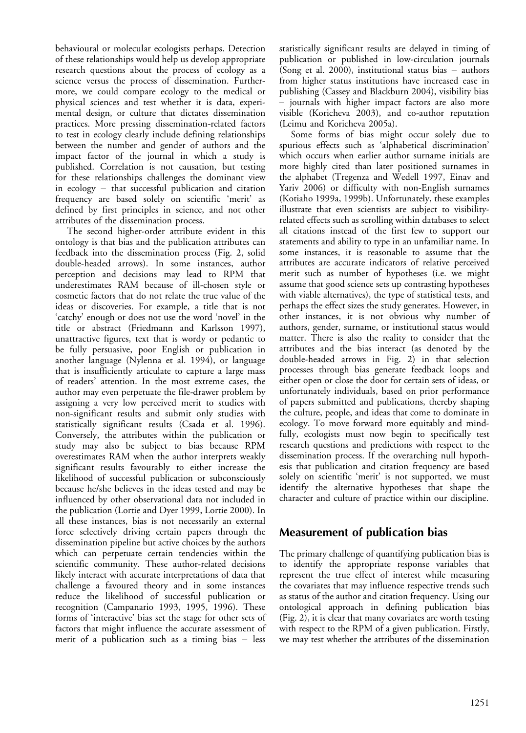behavioural or molecular ecologists perhaps. Detection of these relationships would help us develop appropriate research questions about the process of ecology as a science versus the process of dissemination. Furthermore, we could compare ecology to the medical or physical sciences and test whether it is data, experimental design, or culture that dictates dissemination practices. More pressing dissemination-related factors to test in ecology clearly include defining relationships between the number and gender of authors and the impact factor of the journal in which a study is published. Correlation is not causation, but testing for these relationships challenges the dominant view in ecology – that successful publication and citation frequency are based solely on scientific 'merit' as defined by first principles in science, and not other attributes of the dissemination process.

The second higher-order attribute evident in this ontology is that bias and the publication attributes can feedback into the dissemination process (Fig. 2, solid double-headed arrows). In some instances, author perception and decisions may lead to RPM that underestimates RAM because of ill-chosen style or cosmetic factors that do not relate the true value of the ideas or discoveries. For example, a title that is not 'catchy' enough or does not use the word 'novel' in the title or abstract (Friedmann and Karlsson 1997), unattractive figures, text that is wordy or pedantic to be fully persuasive, poor English or publication in another language (Nylenna et al. 1994), or language that is insufficiently articulate to capture a large mass of readers' attention. In the most extreme cases, the author may even perpetuate the file-drawer problem by assigning a very low perceived merit to studies with non-significant results and submit only studies with statistically significant results (Csada et al. 1996). Conversely, the attributes within the publication or study may also be subject to bias because RPM overestimates RAM when the author interprets weakly significant results favourably to either increase the likelihood of successful publication or subconsciously because he/she believes in the ideas tested and may be influenced by other observational data not included in the publication (Lortie and Dyer 1999, Lortie 2000). In all these instances, bias is not necessarily an external force selectively driving certain papers through the dissemination pipeline but active choices by the authors which can perpetuate certain tendencies within the scientific community. These author-related decisions likely interact with accurate interpretations of data that challenge a favoured theory and in some instances reduce the likelihood of successful publication or recognition (Campanario 1993, 1995, 1996). These forms of 'interactive' bias set the stage for other sets of factors that might influence the accurate assessment of merit of a publication such as a timing bias – less statistically significant results are delayed in timing of publication or published in low-circulation journals (Song et al. 2000), institutional status bias – authors from higher status institutions have increased ease in publishing (Cassey and Blackburn 2004), visibility bias – journals with higher impact factors are also more visible (Koricheva 2003), and co-author reputation (Leimu and Koricheva 2005a).

Some forms of bias might occur solely due to spurious effects such as 'alphabetical discrimination' which occurs when earlier author surname initials are more highly cited than later positioned surnames in the alphabet (Tregenza and Wedell 1997, Einav and Yariv 2006) or difficulty with non-English surnames (Kotiaho 1999a, 1999b). Unfortunately, these examples illustrate that even scientists are subject to visibility-related effects such as scrolling within databases to select all citations instead of the first few to support our statements and ability to type in an unfamiliar name. In some instances, it is reasonable to assume that the attributes are accurate indicators of relative perceived merit such as number of hypotheses (i.e. we might assume that good science sets up contrasting hypotheses with viable alternatives), the type of statistical tests, and perhaps the effect sizes the study generates. However, in other instances, it is not obvious why number of authors, gender, surname, or institutional status would matter. There is also the reality to consider that the attributes and the bias interact (as denoted by the double-headed arrows in Fig. 2) in that selection processes through bias generate feedback loops and either open or close the door for certain sets of ideas, or unfortunately individuals, based on prior performance of papers submitted and publications, thereby shaping the culture, people, and ideas that come to dominate in ecology. To move forward more equitably and mindfully, ecologists must now begin to specifically test research questions and predictions with respect to the dissemination process. If the overarching null hypothesis that publication and citation frequency are based solely on scientific 'merit' is not supported, we must identify the alternative hypotheses that shape the character and culture of practice within our discipline.

## Measurement of publication bias

The primary challenge of quantifying publication bias is to identify the appropriate response variables that represent the true effect of interest while measuring the covariates that may influence respective trends such as status of the author and citation frequency. Using our ontological approach in defining publication bias (Fig. 2), it is clear that many covariates are worth testing with respect to the RPM of a given publication. Firstly, we may test whether the attributes of the dissemination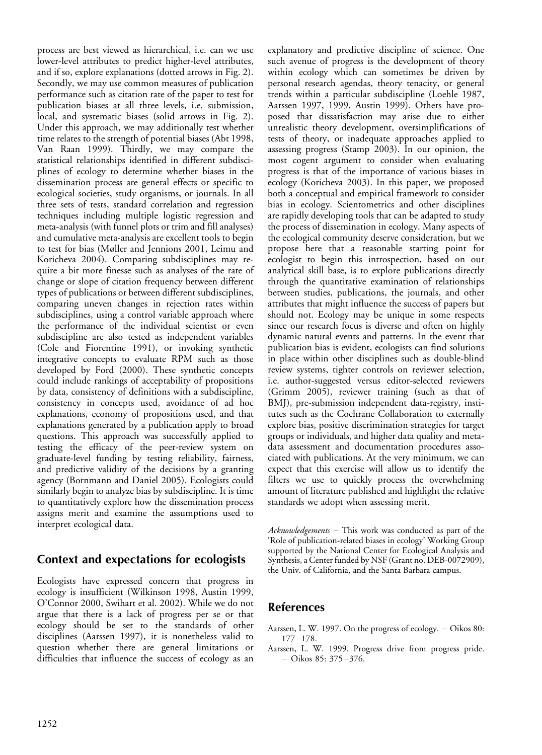process are best viewed as hierarchical, i.e. can we use lower-level attributes to predict higher-level attributes, and if so, explore explanations (dotted arrows in Fig. 2). Secondly, we may use common measures of publication performance such as citation rate of the paper to test for publication biases at all three levels, i.e. submission, local, and systematic biases (solid arrows in Fig. 2). Under this approach, we may additionally test whether time relates to the strength of potential biases (Abt 1998, Van Raan 1999). Thirdly, we may compare the statistical relationships identified in different subdisciplines of ecology to determine whether biases in the dissemination process are general effects or specific to ecological societies, study organisms, or journals. In all three sets of tests, standard correlation and regression techniques including multiple logistic regression and meta-analysis (with funnel plots or trim and fill analyses) and cumulative meta-analysis are excellent tools to begin to test for bias (Møller and Jennions 2001, Leimu and Koricheva 2004). Comparing subdisciplines may require a bit more finesse such as analyses of the rate of change or slope of citation frequency between different types of publications or between different subdisciplines, comparing uneven changes in rejection rates within subdisciplines, using a control variable approach where the performance of the individual scientist or even subdiscipline are also tested as independent variables (Cole and Fiorentine 1991), or invoking synthetic integrative concepts to evaluate RPM such as those developed by Ford (2000). These synthetic concepts could include rankings of acceptability of propositions by data, consistency of definitions with a subdiscipline, consistency in concepts used, avoidance of ad hoc explanations, economy of propositions used, and that explanations generated by a publication apply to broad questions. This approach was successfully applied to testing the efficacy of the peer-review system on graduate-level funding by testing reliability, fairness, and predictive validity of the decisions by a granting agency (Bornmann and Daniel 2005). Ecologists could similarly begin to analyze bias by subdiscipline. It is time to quantitatively explore how the dissemination process assigns merit and examine the assumptions used to interpret ecological data.

## Context and expectations for ecologists

Ecologists have expressed concern that progress in ecology is insufficient (Wilkinson 1998, Austin 1999, O'Connor 2000, Swihart et al. 2002). While we do not argue that there is a lack of progress per se or that ecology should be set to the standards of other disciplines (Aarssen 1997), it is nonetheless valid to question whether there are general limitations or difficulties that influence the success of ecology as an explanatory and predictive discipline of science. One such avenue of progress is the development of theory within ecology which can sometimes be driven by personal research agendas, theory tenacity, or general trends within a particular subdiscipline (Loehle 1987, Aarssen 1997, 1999, Austin 1999). Others have proposed that dissatisfaction may arise due to either unrealistic theory development, oversimplifications of tests of theory, or inadequate approaches applied to assessing progress (Stamp 2003). In our opinion, the most cogent argument to consider when evaluating progress is that of the importance of various biases in ecology (Koricheva 2003). In this paper, we proposed both a conceptual and empirical framework to consider bias in ecology. Scientometrics and other disciplines are rapidly developing tools that can be adapted to study the process of dissemination in ecology. Many aspects of the ecological community deserve consideration, but we propose here that a reasonable starting point for ecologist to begin this introspection, based on our analytical skill base, is to explore publications directly through the quantitative examination of relationships between studies, publications, the journals, and other attributes that might influence the success of papers but should not. Ecology may be unique in some respects since our research focus is diverse and often on highly dynamic natural events and patterns. In the event that publication bias is evident, ecologists can find solutions in place within other disciplines such as double-blind review systems, tighter controls on reviewer selection, i.e. author-suggested versus editor-selected reviewers (Grimm 2005), reviewer training (such as that of BMJ), pre-submission independent data-registry, institutes such as the Cochrane Collaboration to externally explore bias, positive discrimination strategies for target groups or individuals, and higher data quality and metadata assessment and documentation procedures associated with publications. At the very minimum, we can expect that this exercise will allow us to identify the filters we use to quickly process the overwhelming amount of literature published and highlight the relative standards we adopt when assessing merit.

*Acknowledgements* – This work was conducted as part of the 'Role of publication-related biases in ecology' Working Group supported by the National Center for Ecological Analysis and Synthesis, a Center funded by NSF (Grant no. DEB-0072909), the Univ. of California, and the Santa Barbara campus.

## References

Aarssen, L. W. 1997. On the progress of ecology. – Oikos 80: 177–178.

Aarssen, L. W. 1999. Progress drive from progress pride. – Oikos 85: 375–376.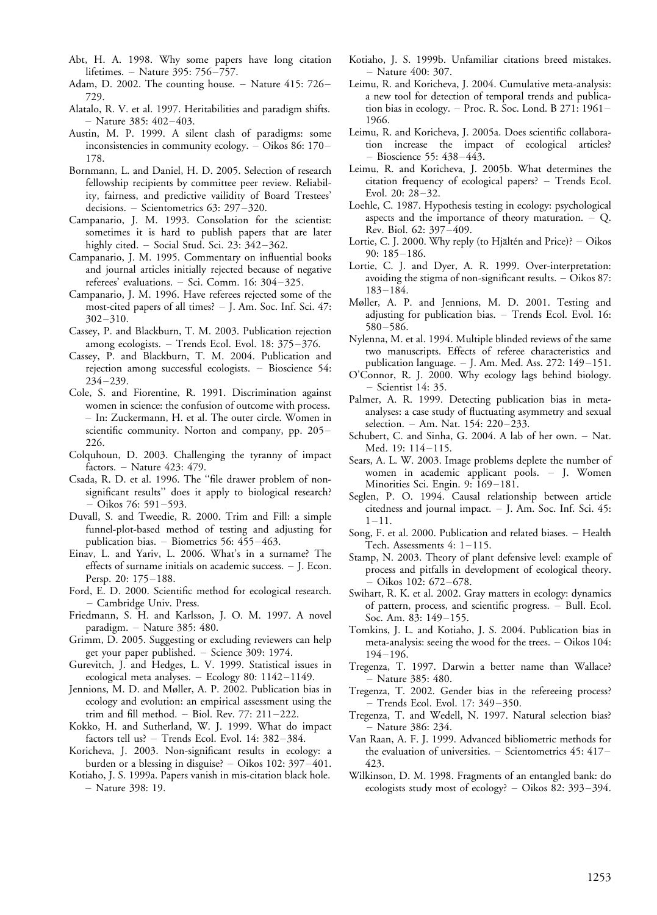Abt, H. A. 1998. Why some papers have long citation lifetimes. – Nature 395: 756–757.

Adam, D. 2002. The counting house. – Nature 415: 726–729.

Alatalo, R. V. et al. 1997. Heritabilities and paradigm shifts. – Nature 385: 402–403.

Austin, M. P. 1999. A silent clash of paradigms: some inconsistencies in community ecology. – Oikos 86: 170–178.

Bornmann, L. and Daniel, H. D. 2005. Selection of research fellowship recipients by committee peer review. Reliability, fairness, and predictive vailidity of Board Trestees' decisions. – Scientometrics 63: 297–320.

Campanario, J. M. 1993. Consolation for the scientist: sometimes it is hard to publish papers that are later highly cited. – Social Stud. Sci. 23: 342–362.

Campanario, J. M. 1995. Commentary on influential books and journal articles initially rejected because of negative referees' evaluations. – Sci. Comm. 16: 304–325.

Campanario, J. M. 1996. Have referees rejected some of the most-cited papers of all times? – J. Am. Soc. Inf. Sci. 47: 302–310.

Cassey, P. and Blackburn, T. M. 2003. Publication rejection among ecologists. – Trends Ecol. Evol. 18: 375–376.

Cassey, P. and Blackburn, T. M. 2004. Publication and rejection among successful ecologists. – Bioscience 54: 234–239.

Cole, S. and Fiorentine, R. 1991. Discrimination against women in science: the confusion of outcome with process. – In: Zuckermann, H. et al. The outer circle. Women in scientific community. Norton and company, pp. 205–226.

Colquhoun, D. 2003. Challenging the tyranny of impact factors. – Nature 423: 479.

Csada, R. D. et al. 1996. The "file drawer problem of non-significant results" does it apply to biological research? – Oikos 76: 591–593.

Duvall, S. and Tweedie, R. 2000. Trim and Fill: a simple funnel-plot-based method of testing and adjusting for publication bias. – Biometrics 56: 455–463.

Einav, L. and Yariv, L. 2006. What's in a surname? The effects of surname initials on academic success. – J. Econ. Persp. 20: 175–188.

Ford, E. D. 2000. Scientific method for ecological research. – Cambridge Univ. Press.

Friedmann, S. H. and Karlsson, J. O. M. 1997. A novel paradigm. – Nature 385: 480.

Grimm, D. 2005. Suggesting or excluding reviewers can help get your paper published. – Science 309: 1974.

Gurevitch, J. and Hedges, L. V. 1999. Statistical issues in ecological meta analyses. – Ecology 80: 1142–1149.

Jennions, M. D. and Møller, A. P. 2002. Publication bias in ecology and evolution: an empirical assessment using the trim and fill method. – Biol. Rev. 77: 211–222.

Kokko, H. and Sutherland, W. J. 1999. What do impact factors tell us? – Trends Ecol. Evol. 14: 382–384.

Koricheva, J. 2003. Non-significant results in ecology: a burden or a blessing in disguise? – Oikos 102: 397–401.

Kotiaho, J. S. 1999a. Papers vanish in mis-citation black hole. – Nature 398: 19.

Kotiaho, J. S. 1999b. Unfamiliar citations breed mistakes. – Nature 400: 307.

Leimu, R. and Koricheva, J. 2004. Cumulative meta-analysis: a new tool for detection of temporal trends and publication bias in ecology. – Proc. R. Soc. Lond. B 271: 1961–1966.

Leimu, R. and Koricheva, J. 2005a. Does scientific collaboration increase the impact of ecological articles? – Bioscience 55: 438–443.

Leimu, R. and Koricheva, J. 2005b. What determines the citation frequency of ecological papers? – Trends Ecol. Evol. 20: 28–32.

Loehle, C. 1987. Hypothesis testing in ecology: psychological aspects and the importance of theory maturation. – Q. Rev. Biol. 62: 397–409.

Lortie, C. J. 2000. Why reply (to Hjältén and Price)? – Oikos 90: 185–186.

Lortie, C. J. and Dyer, A. R. 1999. Over-interpretation: avoiding the stigma of non-significant results. – Oikos 87: 183–184.

Møller, A. P. and Jennions, M. D. 2001. Testing and adjusting for publication bias. – Trends Ecol. Evol. 16: 580–586.

Nylenna, M. et al. 1994. Multiple blinded reviews of the same two manuscripts. Effects of referee characteristics and publication language. – J. Am. Med. Ass. 272: 149–151.

O'Connor, R. J. 2000. Why ecology lags behind biology. – Scientist 14: 35.

Palmer, A. R. 1999. Detecting publication bias in meta-analyses: a case study of fluctuating asymmetry and sexual selection. – Am. Nat. 154: 220–233.

Schubert, C. and Sinha, G. 2004. A lab of her own. – Nat. Med. 19: 114–115.

Sears, A. L. W. 2003. Image problems deplete the number of women in academic applicant pools. – J. Women Minorities Sci. Engin. 9: 169–181.

Seglen, P. O. 1994. Causal relationship between article citedness and journal impact. – J. Am. Soc. Inf. Sci. 45: 1–11.

Song, F. et al. 2000. Publication and related biases. – Health Tech. Assessments 4: 1–115.

Stamp, N. 2003. Theory of plant defensive level: example of process and pitfalls in development of ecological theory. – Oikos 102: 672–678.

Swihart, R. K. et al. 2002. Gray matters in ecology: dynamics of pattern, process, and scientific progress. – Bull. Ecol. Soc. Am. 83: 149–155.

Tomkins, J. L. and Kotiaho, J. S. 2004. Publication bias in meta-analysis: seeing the wood for the trees. – Oikos 104: 194–196.

Tregenza, T. 1997. Darwin a better name than Wallace? – Nature 385: 480.

Tregenza, T. 2002. Gender bias in the refereeing process? – Trends Ecol. Evol. 17: 349–350.

Tregenza, T. and Wedell, N. 1997. Natural selection bias? – Nature 386: 234.

Van Raan, A. F. J. 1999. Advanced bibliometric methods for the evaluation of universities. – Scientometrics 45: 417–423.

Wilkinson, D. M. 1998. Fragments of an entangled bank: do ecologists study most of ecology? – Oikos 82: 393–394.